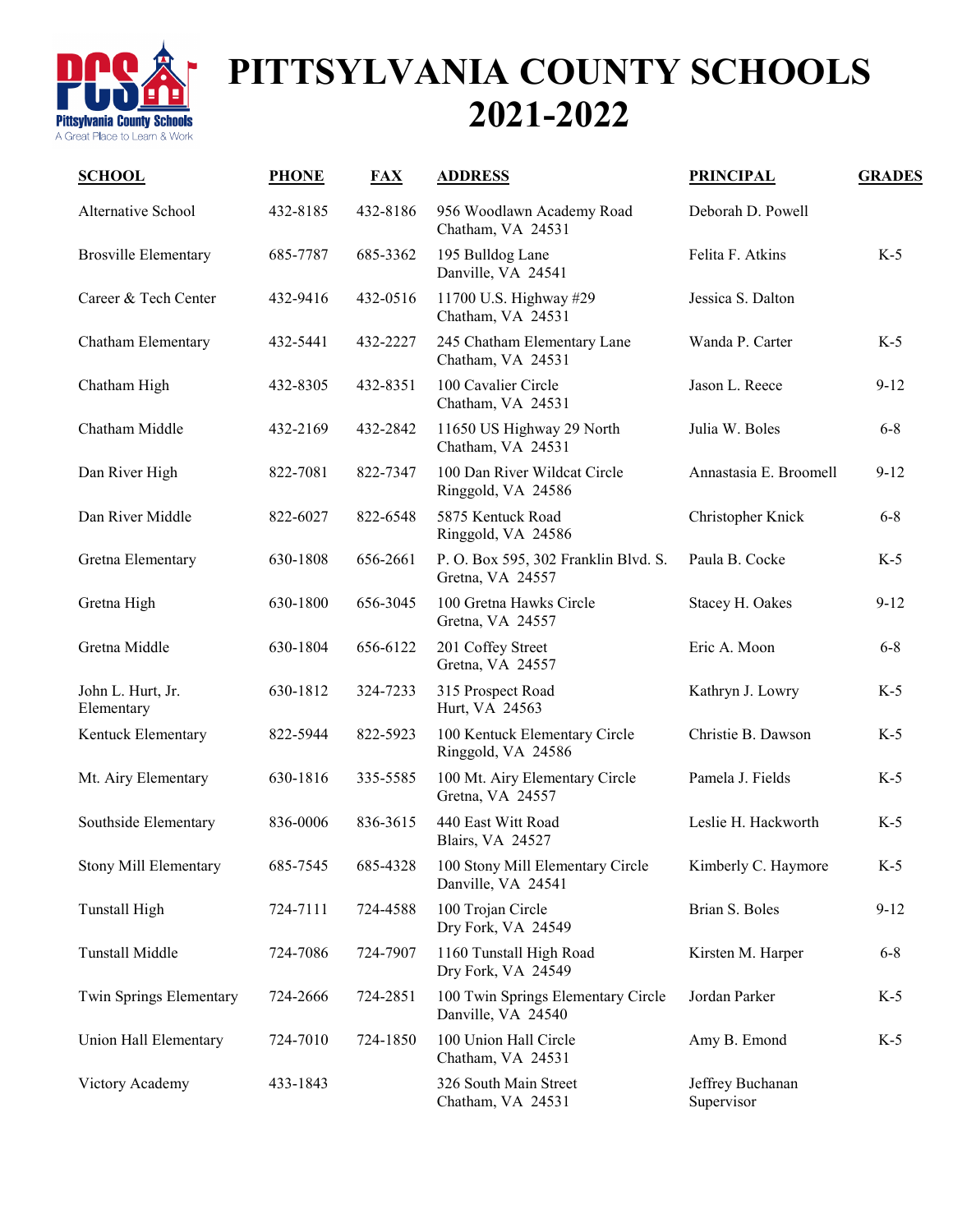# PITTSYLVANIA COUNTY SCHOOLS 2021-2022

| SCHOOL | PHONE | FAX | ADDRESS | PRINCIPAL | GRADES |
|---|---|---|---|---|---|
| Alternative School | 432-8185 | 432-8186 | 956 Woodlawn Academy Road Chatham, VA 24531 | Deborah D. Powell | |
| Brosville Elementary | 685-7787 | 685-3362 | 195 Bulldog Lane Danville, VA 24541 | Felita F. Atkins | K-5 |
| Career & Tech Center | 432-9416 | 432-0516 | 11700 U.S. Highway #29 Chatham, VA 24531 | Jessica S. Dalton | |
| Chatham Elementary | 432-5441 | 432-2227 | 245 Chatham Elementary Lane Chatham, VA 24531 | Wanda P. Carter | K-5 |
| Chatham High | 432-8305 | 432-8351 | 100 Cavalier Circle Chatham, VA 24531 | Jason L. Reece | 9-12 |
| Chatham Middle | 432-2169 | 432-2842 | 11650 US Highway 29 North Chatham, VA 24531 | Julia W. Boles | 6-8 |
| Dan River High | 822-7081 | 822-7347 | 100 Dan River Wildcat Circle Ringgold, VA 24586 | Annastasia E. Broomell | 9-12 |
| Dan River Middle | 822-6027 | 822-6548 | 5875 Kentuck Road Ringgold, VA 24586 | Christopher Knick | 6-8 |
| Gretna Elementary | 630-1808 | 656-2661 | P. O. Box 595, 302 Franklin Blvd. S. Gretna, VA 24557 | Paula B. Cocke | K-5 |
| Gretna High | 630-1800 | 656-3045 | 100 Gretna Hawks Circle Gretna, VA 24557 | Stacey H. Oakes | 9-12 |
| Gretna Middle | 630-1804 | 656-6122 | 201 Coffey Street Gretna, VA 24557 | Eric A. Moon | 6-8 |
| John L. Hurt, Jr. Elementary | 630-1812 | 324-7233 | 315 Prospect Road Hurt, VA 24563 | Kathryn J. Lowry | K-5 |
| Kentuck Elementary | 822-5944 | 822-5923 | 100 Kentuck Elementary Circle Ringgold, VA 24586 | Christie B. Dawson | K-5 |
| Mt. Airy Elementary | 630-1816 | 335-5585 | 100 Mt. Airy Elementary Circle Gretna, VA 24557 | Pamela J. Fields | K-5 |
| Southside Elementary | 836-0006 | 836-3615 | 440 East Witt Road Blairs, VA 24527 | Leslie H. Hackworth | K-5 |
| Stony Mill Elementary | 685-7545 | 685-4328 | 100 Stony Mill Elementary Circle Danville, VA 24541 | Kimberly C. Haymore | K-5 |
| Tunstall High | 724-7111 | 724-4588 | 100 Trojan Circle Dry Fork, VA 24549 | Brian S. Boles | 9-12 |
| Tunstall Middle | 724-7086 | 724-7907 | 1160 Tunstall High Road Dry Fork, VA 24549 | Kirsten M. Harper | 6-8 |
| Twin Springs Elementary | 724-2666 | 724-2851 | 100 Twin Springs Elementary Circle Danville, VA 24540 | Jordan Parker | K-5 |
| Union Hall Elementary | 724-7010 | 724-1850 | 100 Union Hall Circle Chatham, VA 24531 | Amy B. Emond | K-5 |
| Victory Academy | 433-1843 | | 326 South Main Street Chatham, VA 24531 | Jeffrey Buchanan Supervisor | |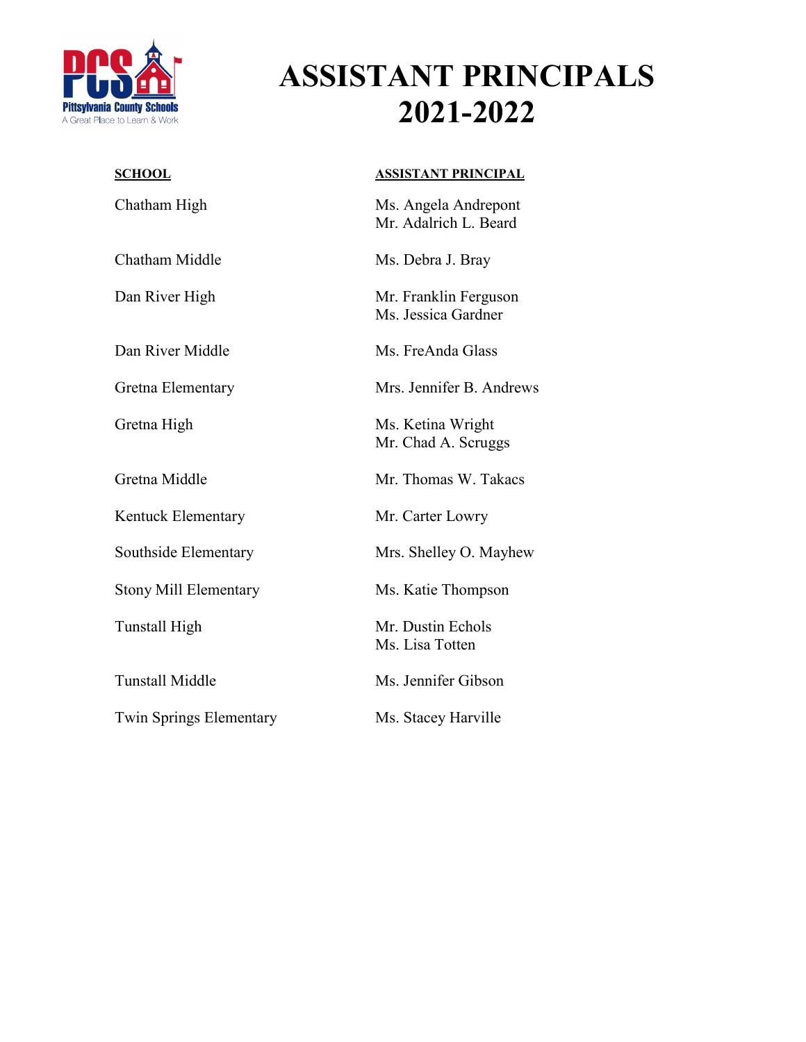# ASSISTANT PRINCIPALS 2021-2022

| SCHOOL | ASSISTANT PRINCIPAL |
|---|---|
| Chatham High | Ms. Angela Andrepont<br>Mr. Adalrich L. Beard |
| Chatham Middle | Ms. Debra J. Bray |
| Dan River High | Mr. Franklin Ferguson<br>Ms. Jessica Gardner |
| Dan River Middle | Ms. FreAnda Glass |
| Gretna Elementary | Mrs. Jennifer B. Andrews |
| Gretna High | Ms. Ketina Wright<br>Mr. Chad A. Scruggs |
| Gretna Middle | Mr. Thomas W. Takacs |
| Kentuck Elementary | Mr. Carter Lowry |
| Southside Elementary | Mrs. Shelley O. Mayhew |
| Stony Mill Elementary | Ms. Katie Thompson |
| Tunstall High | Mr. Dustin Echols<br>Ms. Lisa Totten |
| Tunstall Middle | Ms. Jennifer Gibson |
| Twin Springs Elementary | Ms. Stacey Harville |